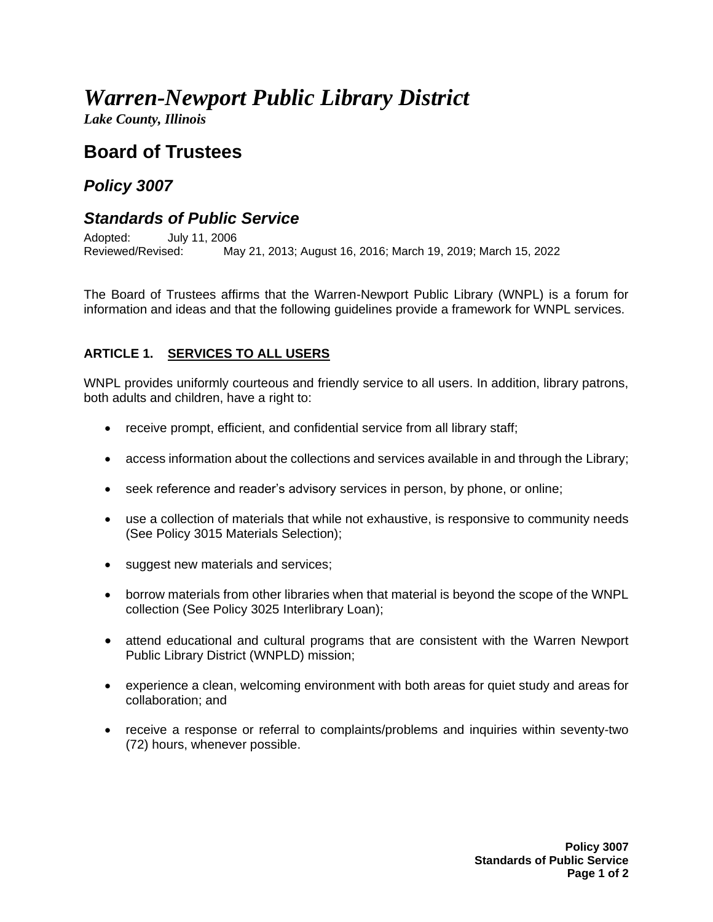# *Warren-Newport Public Library District*

***Lake County, Illinois***

## Board of Trustees

### *Policy 3007*

### *Standards of Public Service*

Adopted: July 11, 2006
Reviewed/Revised: May 21, 2013; August 16, 2016; March 19, 2019; March 15, 2022

The Board of Trustees affirms that the Warren-Newport Public Library (WNPL) is a forum for information and ideas and that the following guidelines provide a framework for WNPL services.

**ARTICLE 1. SERVICES TO ALL USERS**

WNPL provides uniformly courteous and friendly service to all users. In addition, library patrons, both adults and children, have a right to:

- receive prompt, efficient, and confidential service from all library staff;
- access information about the collections and services available in and through the Library;
- seek reference and reader's advisory services in person, by phone, or online;
- use a collection of materials that while not exhaustive, is responsive to community needs (See Policy 3015 Materials Selection);
- suggest new materials and services;
- borrow materials from other libraries when that material is beyond the scope of the WNPL collection (See Policy 3025 Interlibrary Loan);
- attend educational and cultural programs that are consistent with the Warren Newport Public Library District (WNPLD) mission;
- experience a clean, welcoming environment with both areas for quiet study and areas for collaboration; and
- receive a response or referral to complaints/problems and inquiries within seventy-two (72) hours, whenever possible.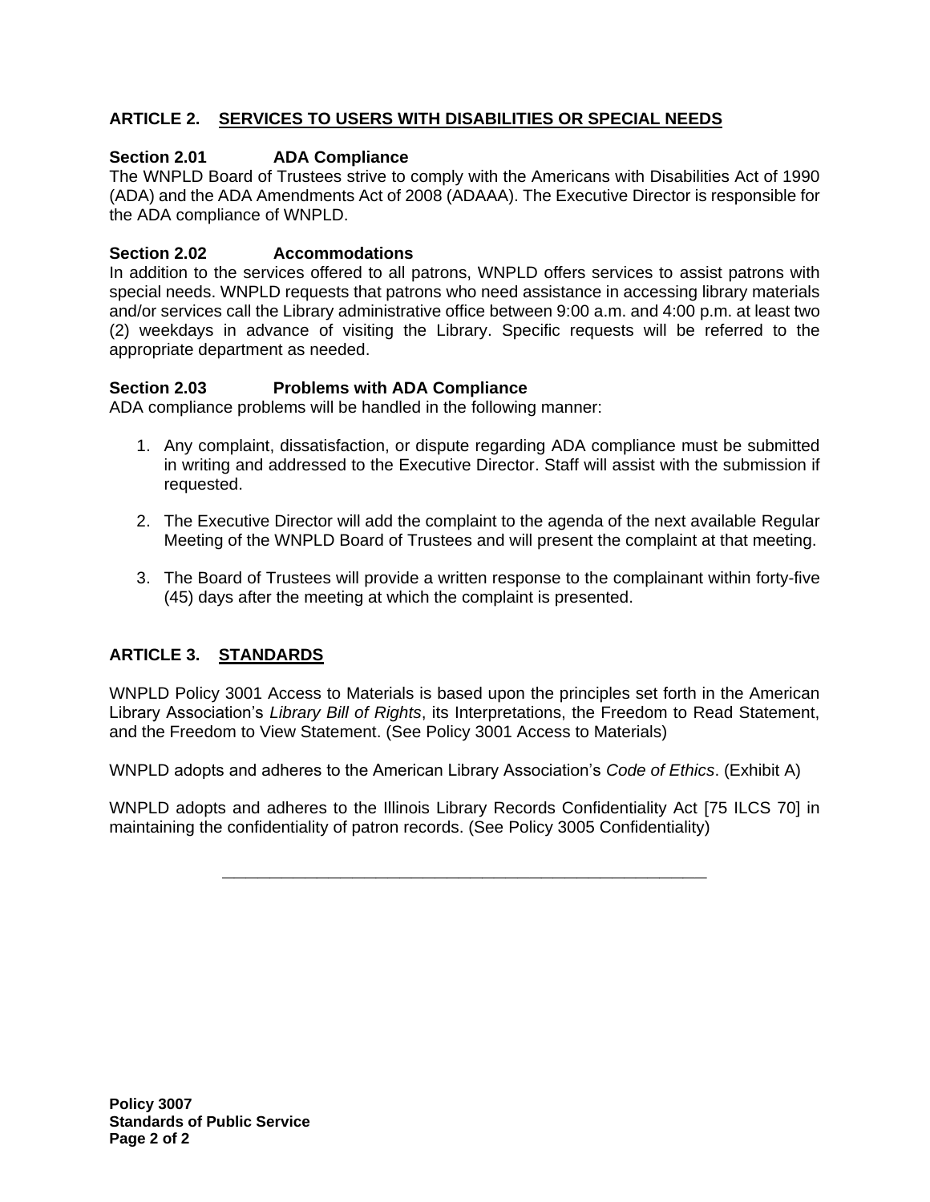## ARTICLE 2. SERVICES TO USERS WITH DISABILITIES OR SPECIAL NEEDS

### Section 2.01 ADA Compliance

The WNPLD Board of Trustees strive to comply with the Americans with Disabilities Act of 1990 (ADA) and the ADA Amendments Act of 2008 (ADAAA). The Executive Director is responsible for the ADA compliance of WNPLD.

### Section 2.02 Accommodations

In addition to the services offered to all patrons, WNPLD offers services to assist patrons with special needs. WNPLD requests that patrons who need assistance in accessing library materials and/or services call the Library administrative office between 9:00 a.m. and 4:00 p.m. at least two (2) weekdays in advance of visiting the Library. Specific requests will be referred to the appropriate department as needed.

### Section 2.03 Problems with ADA Compliance

ADA compliance problems will be handled in the following manner:

1. Any complaint, dissatisfaction, or dispute regarding ADA compliance must be submitted in writing and addressed to the Executive Director. Staff will assist with the submission if requested.

2. The Executive Director will add the complaint to the agenda of the next available Regular Meeting of the WNPLD Board of Trustees and will present the complaint at that meeting.

3. The Board of Trustees will provide a written response to the complainant within forty-five (45) days after the meeting at which the complaint is presented.

## ARTICLE 3. STANDARDS

WNPLD Policy 3001 Access to Materials is based upon the principles set forth in the American Library Association's *Library Bill of Rights*, its Interpretations, the Freedom to Read Statement, and the Freedom to View Statement. (See Policy 3001 Access to Materials)

WNPLD adopts and adheres to the American Library Association's *Code of Ethics*. (Exhibit A)

WNPLD adopts and adheres to the Illinois Library Records Confidentiality Act [75 ILCS 70] in maintaining the confidentiality of patron records. (See Policy 3005 Confidentiality)

---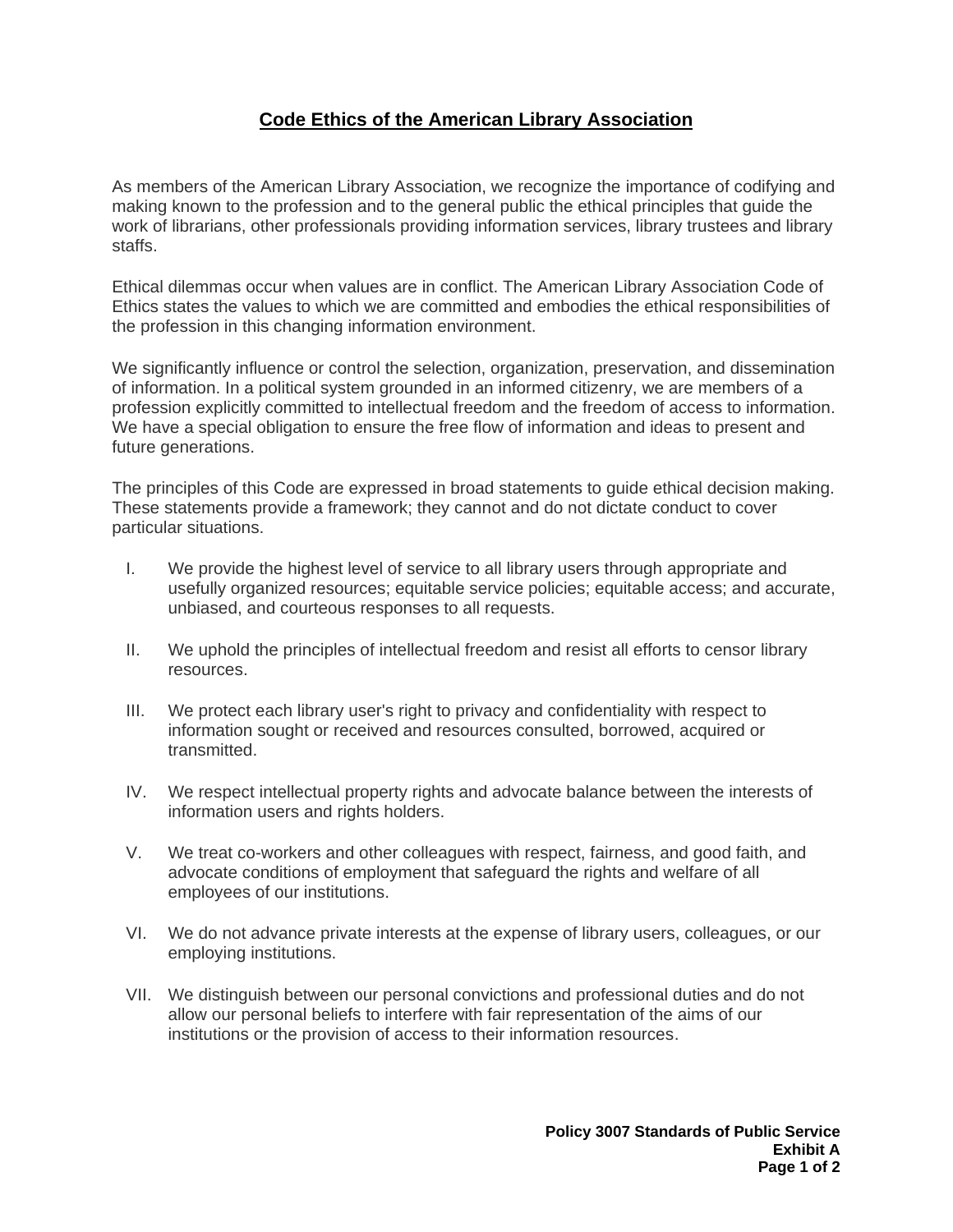# Code Ethics of the American Library Association

As members of the American Library Association, we recognize the importance of codifying and making known to the profession and to the general public the ethical principles that guide the work of librarians, other professionals providing information services, library trustees and library staffs.

Ethical dilemmas occur when values are in conflict. The American Library Association Code of Ethics states the values to which we are committed and embodies the ethical responsibilities of the profession in this changing information environment.

We significantly influence or control the selection, organization, preservation, and dissemination of information. In a political system grounded in an informed citizenry, we are members of a profession explicitly committed to intellectual freedom and the freedom of access to information. We have a special obligation to ensure the free flow of information and ideas to present and future generations.

The principles of this Code are expressed in broad statements to guide ethical decision making. These statements provide a framework; they cannot and do not dictate conduct to cover particular situations.

I. We provide the highest level of service to all library users through appropriate and usefully organized resources; equitable service policies; equitable access; and accurate, unbiased, and courteous responses to all requests.

II. We uphold the principles of intellectual freedom and resist all efforts to censor library resources.

III. We protect each library user's right to privacy and confidentiality with respect to information sought or received and resources consulted, borrowed, acquired or transmitted.

IV. We respect intellectual property rights and advocate balance between the interests of information users and rights holders.

V. We treat co-workers and other colleagues with respect, fairness, and good faith, and advocate conditions of employment that safeguard the rights and welfare of all employees of our institutions.

VI. We do not advance private interests at the expense of library users, colleagues, or our employing institutions.

VII. We distinguish between our personal convictions and professional duties and do not allow our personal beliefs to interfere with fair representation of the aims of our institutions or the provision of access to their information resources.

**Policy 3007 Standards of Public Service**
**Exhibit A**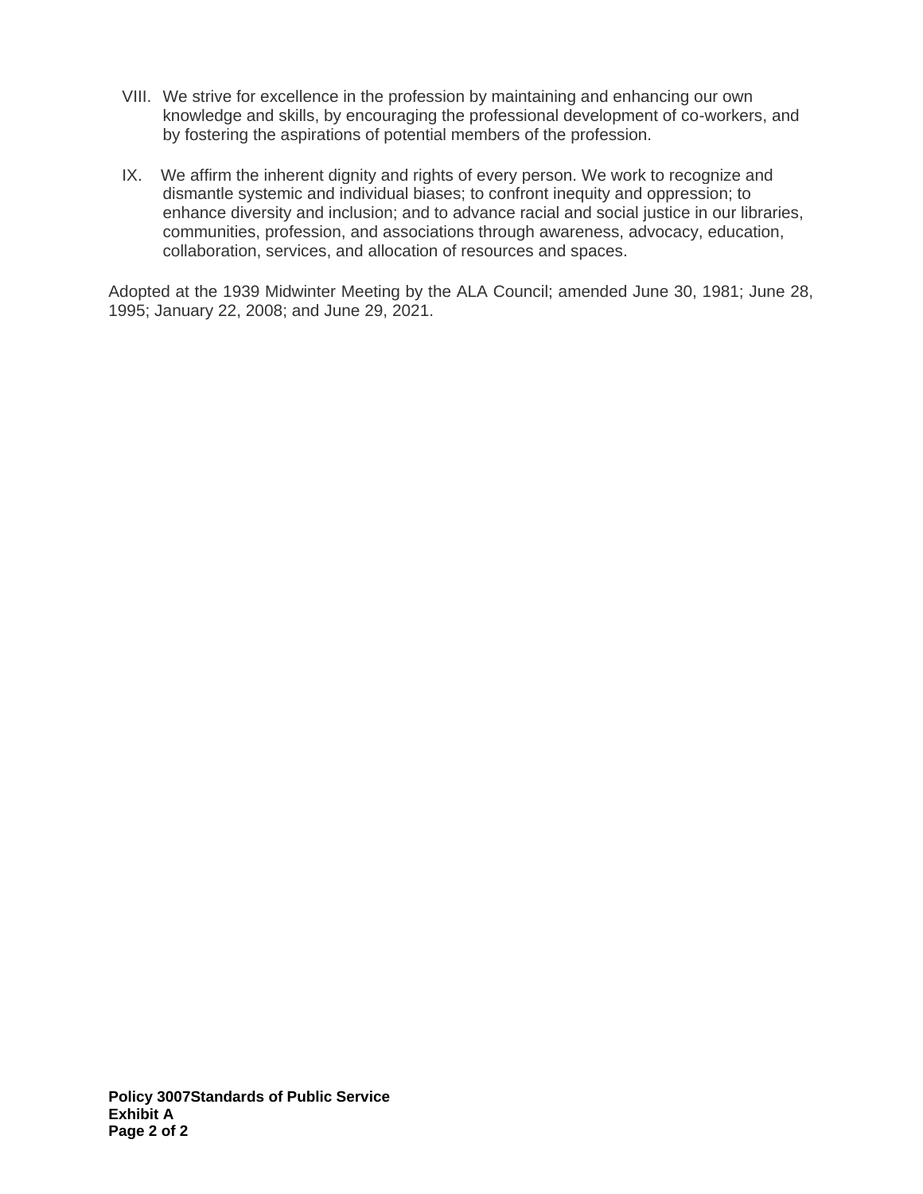VIII. We strive for excellence in the profession by maintaining and enhancing our own knowledge and skills, by encouraging the professional development of co-workers, and by fostering the aspirations of potential members of the profession.

IX. We affirm the inherent dignity and rights of every person. We work to recognize and dismantle systemic and individual biases; to confront inequity and oppression; to enhance diversity and inclusion; and to advance racial and social justice in our libraries, communities, profession, and associations through awareness, advocacy, education, collaboration, services, and allocation of resources and spaces.

Adopted at the 1939 Midwinter Meeting by the ALA Council; amended June 30, 1981; June 28, 1995; January 22, 2008; and June 29, 2021.